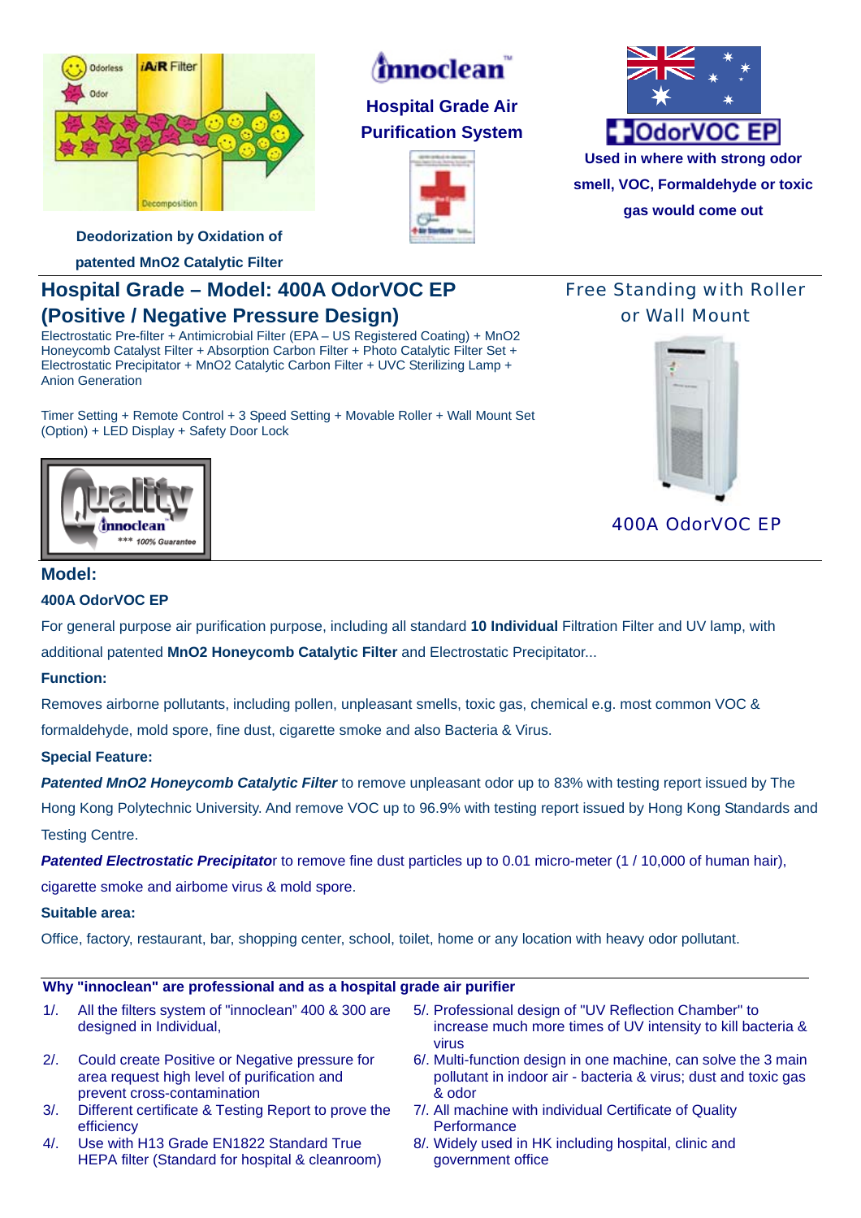Deodorization by Oxidation of patented MnO2 Catalytic Filter

**innoclean™**

**Hospital Grade Air Purification System**

**OdorVOC EP**

**Used in where with strong odor smell, VOC, Formaldehyde or toxic gas would come out**

## Hospital Grade – Model: 400A OdorVOC EP (Positive / Negative Pressure Design)

Electrostatic Pre-filter + Antimicrobial Filter (EPA – US Registered Coating) + MnO2 Honeycomb Catalyst Filter + Absorption Carbon Filter + Photo Catalytic Filter Set + Electrostatic Precipitator + MnO2 Catalytic Carbon Filter + UVC Sterilizing Lamp + Anion Generation

Timer Setting + Remote Control + 3 Speed Setting + Movable Roller + Wall Mount Set (Option) + LED Display + Safety Door Lock

Free Standing with Roller or Wall Mount

400A OdorVOC EP

## Model:

**400A OdorVOC EP**

For general purpose air purification purpose, including all standard **10 Individual** Filtration Filter and UV lamp, with additional patented **MnO2 Honeycomb Catalytic Filter** and Electrostatic Precipitator...

**Function:**

Removes airborne pollutants, including pollen, unpleasant smells, toxic gas, chemical e.g. most common VOC & formaldehyde, mold spore, fine dust, cigarette smoke and also Bacteria & Virus.

**Special Feature:**

***Patented MnO2 Honeycomb Catalytic Filter*** to remove unpleasant odor up to 83% with testing report issued by The Hong Kong Polytechnic University. And remove VOC up to 96.9% with testing report issued by Hong Kong Standards and Testing Centre.

***Patented Electrostatic Precipitator*** to remove fine dust particles up to 0.01 micro-meter (1 / 10,000 of human hair), cigarette smoke and airbome virus & mold spore.

**Suitable area:**

Office, factory, restaurant, bar, shopping center, school, toilet, home or any location with heavy odor pollutant.

**Why "innoclean" are professional and as a hospital grade air purifier**

1/. All the filters system of "innoclean" 400 & 300 are designed in Individual,

2/. Could create Positive or Negative pressure for area request high level of purification and prevent cross-contamination

3/. Different certificate & Testing Report to prove the efficiency

4/. Use with H13 Grade EN1822 Standard True HEPA filter (Standard for hospital & cleanroom)

5/. Professional design of "UV Reflection Chamber" to increase much more times of UV intensity to kill bacteria & virus

6/. Multi-function design in one machine, can solve the 3 main pollutant in indoor air - bacteria & virus; dust and toxic gas & odor

7/. All machine with individual Certificate of Quality Performance

8/. Widely used in HK including hospital, clinic and government office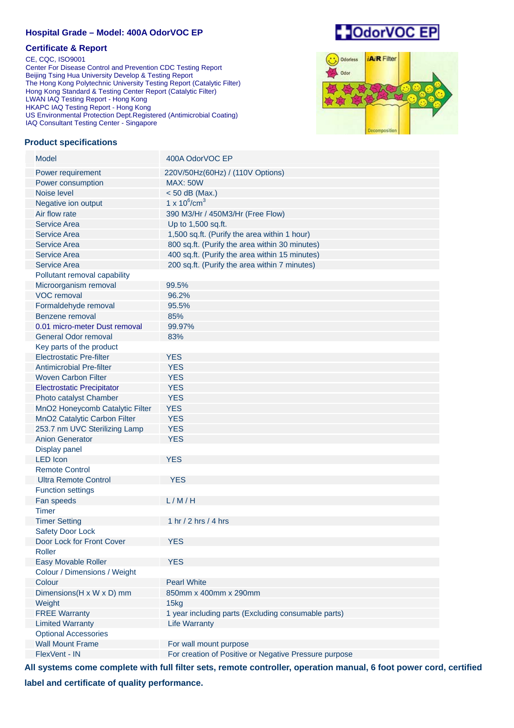## Hospital Grade – Model: 400A OdorVOC EP

## Certificate & Report

CE, CQC, ISO9001
Center For Disease Control and Prevention CDC Testing Report
Beijing Tsing Hua University Develop & Testing Report
The Hong Kong Polytechnic University Testing Report (Catalytic Filter)
Hong Kong Standard & Testing Center Report (Catalytic Filter)
LWAN IAQ Testing Report - Hong Kong
HKAPC IAQ Testing Report - Hong Kong
US Environmental Protection Dept.Registered (Antimicrobial Coating)
IAQ Consultant Testing Center - Singapore

## Product specifications

| | |
|---|---|
| Model | 400A OdorVOC EP |
| Power requirement | 220V/50Hz(60Hz) / (110V Options) |
| Power consumption | MAX: 50W |
| Noise level | < 50 dB (Max.) |
| Negative ion output | $1 \times 10^6/cm^3$ |
| Air flow rate | 390 M3/Hr / 450M3/Hr (Free Flow) |
| Service Area | Up to 1,500 sq.ft. |
| Service Area | 1,500 sq.ft. (Purify the area within 1 hour) |
| Service Area | 800 sq.ft. (Purify the area within 30 minutes) |
| Service Area | 400 sq.ft. (Purify the area within 15 minutes) |
| Service Area | 200 sq.ft. (Purify the area within 7 minutes) |
| Pollutant removal capability | |
| Microorganism removal | 99.5% |
| VOC removal | 96.2% |
| Formaldehyde removal | 95.5% |
| Benzene removal | 85% |
| 0.01 micro-meter Dust removal | 99.97% |
| General Odor removal | 83% |
| Key parts of the product | |
| Electrostatic Pre-filter | YES |
| Antimicrobial Pre-filter | YES |
| Woven Carbon Filter | YES |
| Electrostatic Precipitator | YES |
| Photo catalyst Chamber | YES |
| MnO2 Honeycomb Catalytic Filter | YES |
| MnO2 Catalytic Carbon Filter | YES |
| 253.7 nm UVC Sterilizing Lamp | YES |
| Anion Generator | YES |
| Display panel | |
| LED Icon | YES |
| Remote Control | |
| Ultra Remote Control | YES |
| Function settings | |
| Fan speeds | L / M / H |
| Timer | |
| Timer Setting | 1 hr / 2 hrs / 4 hrs |
| Safety Door Lock | |
| Door Lock for Front Cover | YES |
| Roller | |
| Easy Movable Roller | YES |
| Colour / Dimensions / Weight | |
| Colour | Pearl White |
| Dimensions(H x W x D) mm | 850mm x 400mm x 290mm |
| Weight | 15kg |
| FREE Warranty | 1 year including parts (Excluding consumable parts) |
| Limited Warranty | Life Warranty |
| Optional Accessories | |
| Wall Mount Frame | For wall mount purpose |
| FlexVent - IN | For creation of Positive or Negative Pressure purpose |

**All systems come complete with full filter sets, remote controller, operation manual, 6 foot power cord, certified label and certificate of quality performance.**